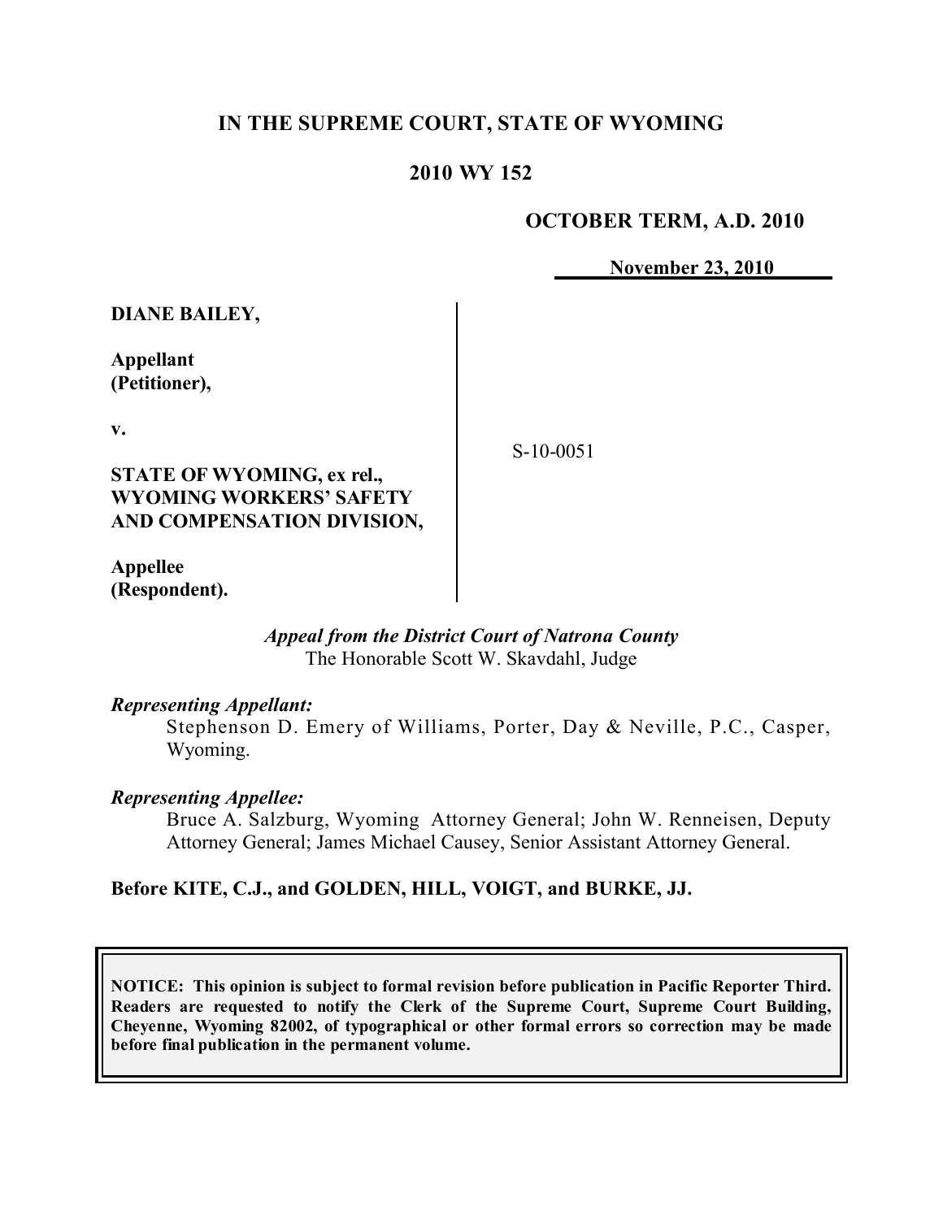**IN THE SUPREME COURT, STATE OF WYOMING**

**2010 WY 152**

**OCTOBER TERM, A.D. 2010**

**November 23, 2010**

**DIANE BAILEY,**

**Appellant (Petitioner),**

**v.**

**STATE OF WYOMING, ex rel., WYOMING WORKERS' SAFETY AND COMPENSATION DIVISION,**

**Appellee (Respondent).**

S-10-0051

*Appeal from the District Court of Natrona County*
The Honorable Scott W. Skavdahl, Judge

*Representing Appellant:*
Stephenson D. Emery of Williams, Porter, Day & Neville, P.C., Casper, Wyoming.

*Representing Appellee:*
Bruce A. Salzburg, Wyoming Attorney General; John W. Renneisen, Deputy Attorney General; James Michael Causey, Senior Assistant Attorney General.

**Before KITE, C.J., and GOLDEN, HILL, VOIGT, and BURKE, JJ.**

**NOTICE: This opinion is subject to formal revision before publication in Pacific Reporter Third. Readers are requested to notify the Clerk of the Supreme Court, Supreme Court Building, Cheyenne, Wyoming 82002, of typographical or other formal errors so correction may be made before final publication in the permanent volume.**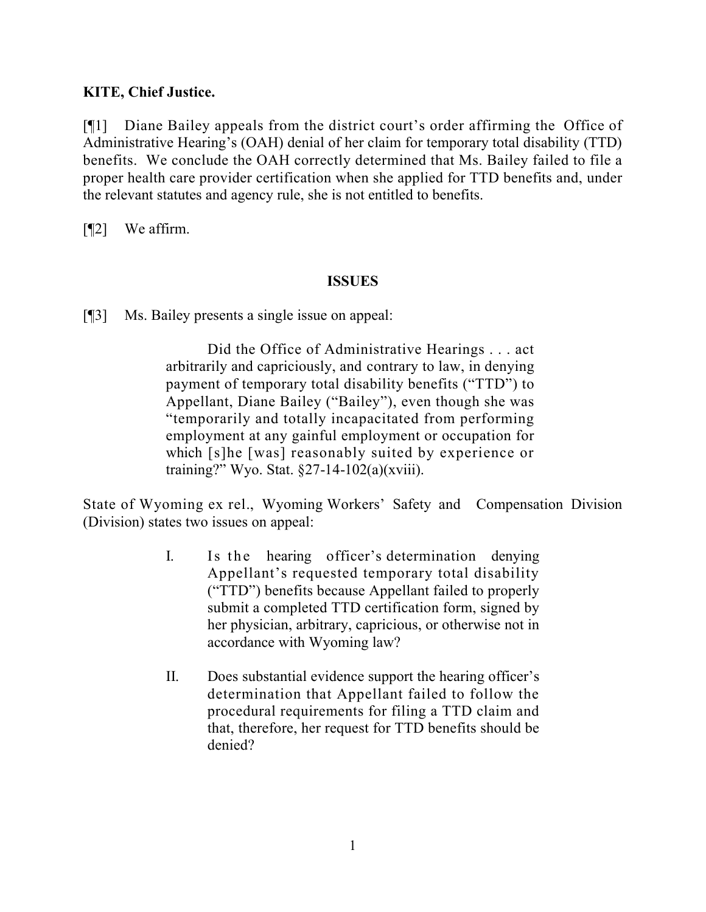**KITE, Chief Justice.**

[¶1] Diane Bailey appeals from the district court's order affirming the Office of Administrative Hearing's (OAH) denial of her claim for temporary total disability (TTD) benefits. We conclude the OAH correctly determined that Ms. Bailey failed to file a proper health care provider certification when she applied for TTD benefits and, under the relevant statutes and agency rule, she is not entitled to benefits.

[¶2] We affirm.

## ISSUES

[¶3] Ms. Bailey presents a single issue on appeal:

> Did the Office of Administrative Hearings . . . act arbitrarily and capriciously, and contrary to law, in denying payment of temporary total disability benefits ("TTD") to Appellant, Diane Bailey ("Bailey"), even though she was "temporarily and totally incapacitated from performing employment at any gainful employment or occupation for which [s]he [was] reasonably suited by experience or training?" Wyo. Stat. §27-14-102(a)(xviii).

State of Wyoming ex rel., Wyoming Workers' Safety and Compensation Division (Division) states two issues on appeal:

> I. Is the hearing officer's determination denying Appellant's requested temporary total disability ("TTD") benefits because Appellant failed to properly submit a completed TTD certification form, signed by her physician, arbitrary, capricious, or otherwise not in accordance with Wyoming law?
>
> II. Does substantial evidence support the hearing officer's determination that Appellant failed to follow the procedural requirements for filing a TTD claim and that, therefore, her request for TTD benefits should be denied?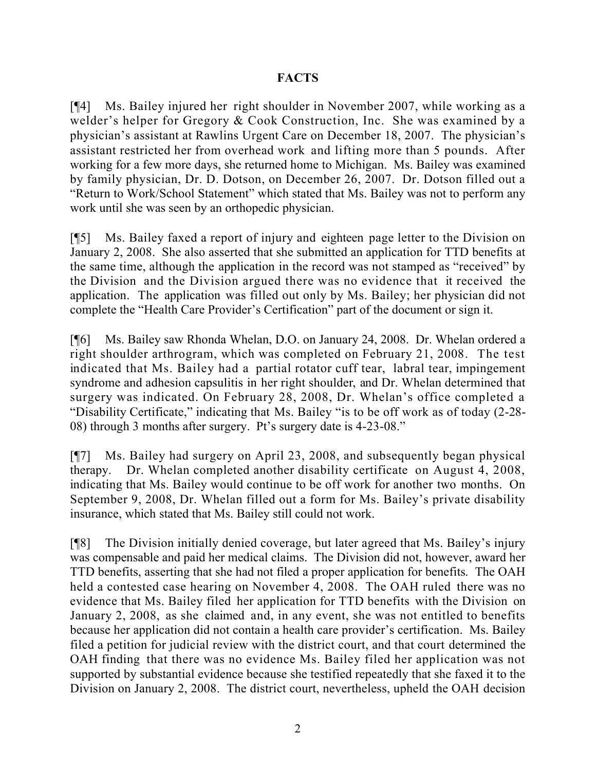## FACTS

[¶4] Ms. Bailey injured her right shoulder in November 2007, while working as a welder's helper for Gregory & Cook Construction, Inc. She was examined by a physician's assistant at Rawlins Urgent Care on December 18, 2007. The physician's assistant restricted her from overhead work and lifting more than 5 pounds. After working for a few more days, she returned home to Michigan. Ms. Bailey was examined by family physician, Dr. D. Dotson, on December 26, 2007. Dr. Dotson filled out a "Return to Work/School Statement" which stated that Ms. Bailey was not to perform any work until she was seen by an orthopedic physician.

[¶5] Ms. Bailey faxed a report of injury and eighteen page letter to the Division on January 2, 2008. She also asserted that she submitted an application for TTD benefits at the same time, although the application in the record was not stamped as "received" by the Division and the Division argued there was no evidence that it received the application. The application was filled out only by Ms. Bailey; her physician did not complete the "Health Care Provider's Certification" part of the document or sign it.

[¶6] Ms. Bailey saw Rhonda Whelan, D.O. on January 24, 2008. Dr. Whelan ordered a right shoulder arthrogram, which was completed on February 21, 2008. The test indicated that Ms. Bailey had a partial rotator cuff tear, labral tear, impingement syndrome and adhesion capsulitis in her right shoulder, and Dr. Whelan determined that surgery was indicated. On February 28, 2008, Dr. Whelan's office completed a "Disability Certificate," indicating that Ms. Bailey "is to be off work as of today (2-28-08) through 3 months after surgery. Pt's surgery date is 4-23-08."

[¶7] Ms. Bailey had surgery on April 23, 2008, and subsequently began physical therapy. Dr. Whelan completed another disability certificate on August 4, 2008, indicating that Ms. Bailey would continue to be off work for another two months. On September 9, 2008, Dr. Whelan filled out a form for Ms. Bailey's private disability insurance, which stated that Ms. Bailey still could not work.

[¶8] The Division initially denied coverage, but later agreed that Ms. Bailey's injury was compensable and paid her medical claims. The Division did not, however, award her TTD benefits, asserting that she had not filed a proper application for benefits. The OAH held a contested case hearing on November 4, 2008. The OAH ruled there was no evidence that Ms. Bailey filed her application for TTD benefits with the Division on January 2, 2008, as she claimed and, in any event, she was not entitled to benefits because her application did not contain a health care provider's certification. Ms. Bailey filed a petition for judicial review with the district court, and that court determined the OAH finding that there was no evidence Ms. Bailey filed her application was not supported by substantial evidence because she testified repeatedly that she faxed it to the Division on January 2, 2008. The district court, nevertheless, upheld the OAH decision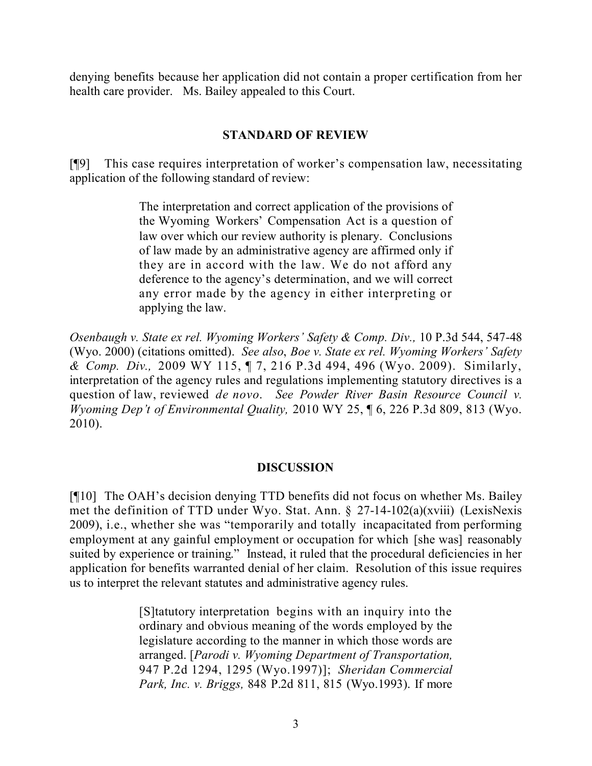denying benefits because her application did not contain a proper certification from her health care provider. Ms. Bailey appealed to this Court.

## STANDARD OF REVIEW

[¶9] This case requires interpretation of worker's compensation law, necessitating application of the following standard of review:

> The interpretation and correct application of the provisions of the Wyoming Workers' Compensation Act is a question of law over which our review authority is plenary. Conclusions of law made by an administrative agency are affirmed only if they are in accord with the law. We do not afford any deference to the agency's determination, and we will correct any error made by the agency in either interpreting or applying the law.

*Osenbaugh v. State ex rel. Wyoming Workers' Safety & Comp. Div.,* 10 P.3d 544, 547-48 (Wyo. 2000) (citations omitted). *See also*, *Boe v. State ex rel. Wyoming Workers' Safety & Comp. Div.,* 2009 WY 115, ¶ 7, 216 P.3d 494, 496 (Wyo. 2009). Similarly, interpretation of the agency rules and regulations implementing statutory directives is a question of law, reviewed *de novo*. *See Powder River Basin Resource Council v. Wyoming Dep't of Environmental Quality,* 2010 WY 25, ¶ 6, 226 P.3d 809, 813 (Wyo. 2010).

## DISCUSSION

[¶10] The OAH's decision denying TTD benefits did not focus on whether Ms. Bailey met the definition of TTD under Wyo. Stat. Ann. § 27-14-102(a)(xviii) (LexisNexis 2009), i.e., whether she was "temporarily and totally incapacitated from performing employment at any gainful employment or occupation for which [she was] reasonably suited by experience or training." Instead, it ruled that the procedural deficiencies in her application for benefits warranted denial of her claim. Resolution of this issue requires us to interpret the relevant statutes and administrative agency rules.

> [S]tatutory interpretation begins with an inquiry into the ordinary and obvious meaning of the words employed by the legislature according to the manner in which those words are arranged. [*Parodi v. Wyoming Department of Transportation,* 947 P.2d 1294, 1295 (Wyo.1997)]; *Sheridan Commercial Park, Inc. v. Briggs,* 848 P.2d 811, 815 (Wyo.1993). If more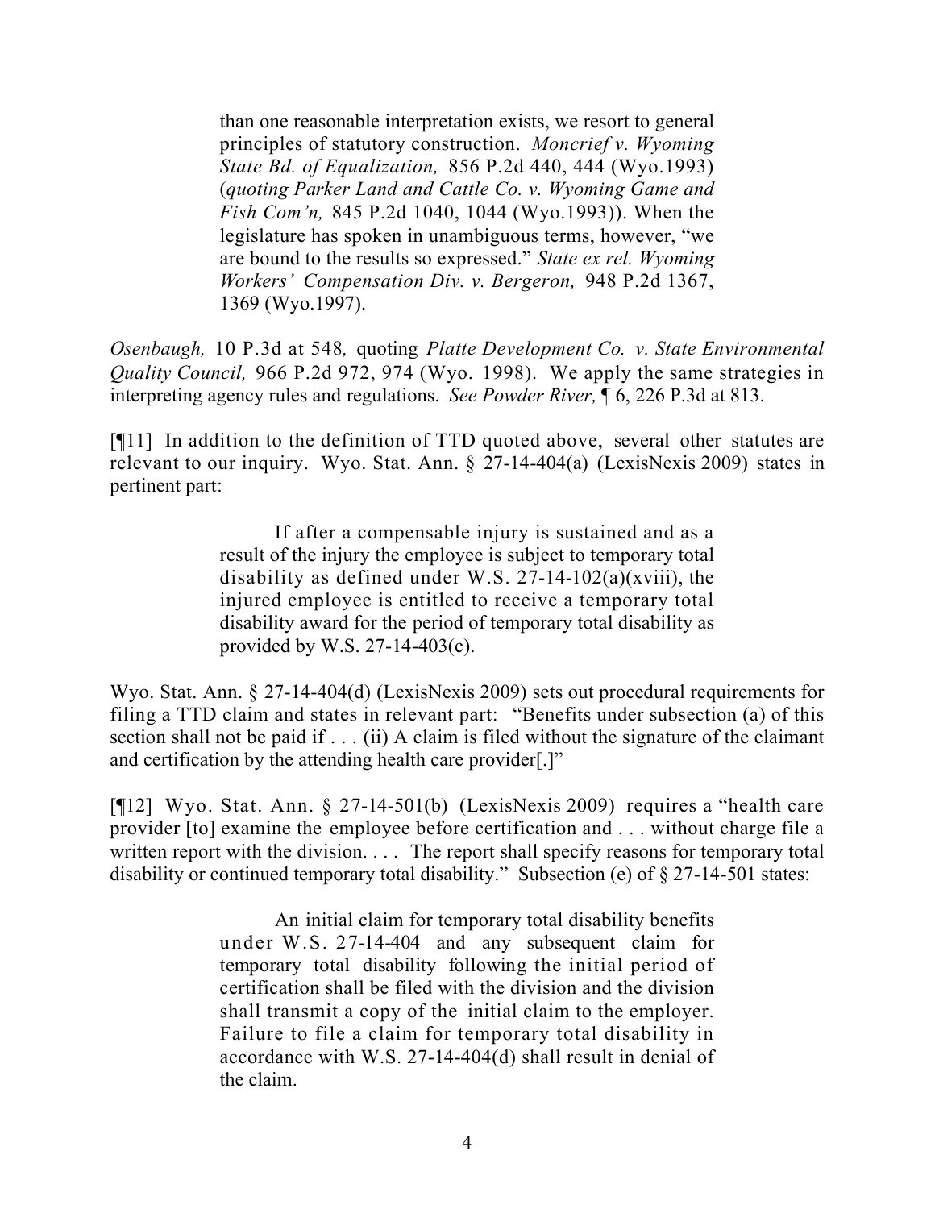> than one reasonable interpretation exists, we resort to general principles of statutory construction. *Moncrief v. Wyoming State Bd. of Equalization,* 856 P.2d 440, 444 (Wyo.1993) (*quoting Parker Land and Cattle Co. v. Wyoming Game and Fish Com'n,* 845 P.2d 1040, 1044 (Wyo.1993)). When the legislature has spoken in unambiguous terms, however, "we are bound to the results so expressed." *State ex rel. Wyoming Workers' Compensation Div. v. Bergeron,* 948 P.2d 1367, 1369 (Wyo.1997).

*Osenbaugh,* 10 P.3d at 548*,* quoting *Platte Development Co. v. State Environmental Quality Council,* 966 P.2d 972, 974 (Wyo. 1998). We apply the same strategies in interpreting agency rules and regulations. *See Powder River,* ¶ 6, 226 P.3d at 813.

[¶11] In addition to the definition of TTD quoted above, several other statutes are relevant to our inquiry. Wyo. Stat. Ann. § 27-14-404(a) (LexisNexis 2009) states in pertinent part:

> If after a compensable injury is sustained and as a result of the injury the employee is subject to temporary total disability as defined under W.S. 27-14-102(a)(xviii), the injured employee is entitled to receive a temporary total disability award for the period of temporary total disability as provided by W.S. 27-14-403(c).

Wyo. Stat. Ann. § 27-14-404(d) (LexisNexis 2009) sets out procedural requirements for filing a TTD claim and states in relevant part: "Benefits under subsection (a) of this section shall not be paid if . . . (ii) A claim is filed without the signature of the claimant and certification by the attending health care provider[.]"

[¶12] Wyo. Stat. Ann. § 27-14-501(b) (LexisNexis 2009) requires a "health care provider [to] examine the employee before certification and . . . without charge file a written report with the division. . . . The report shall specify reasons for temporary total disability or continued temporary total disability." Subsection (e) of § 27-14-501 states:

> An initial claim for temporary total disability benefits under W.S. 27-14-404 and any subsequent claim for temporary total disability following the initial period of certification shall be filed with the division and the division shall transmit a copy of the initial claim to the employer. Failure to file a claim for temporary total disability in accordance with W.S. 27-14-404(d) shall result in denial of the claim.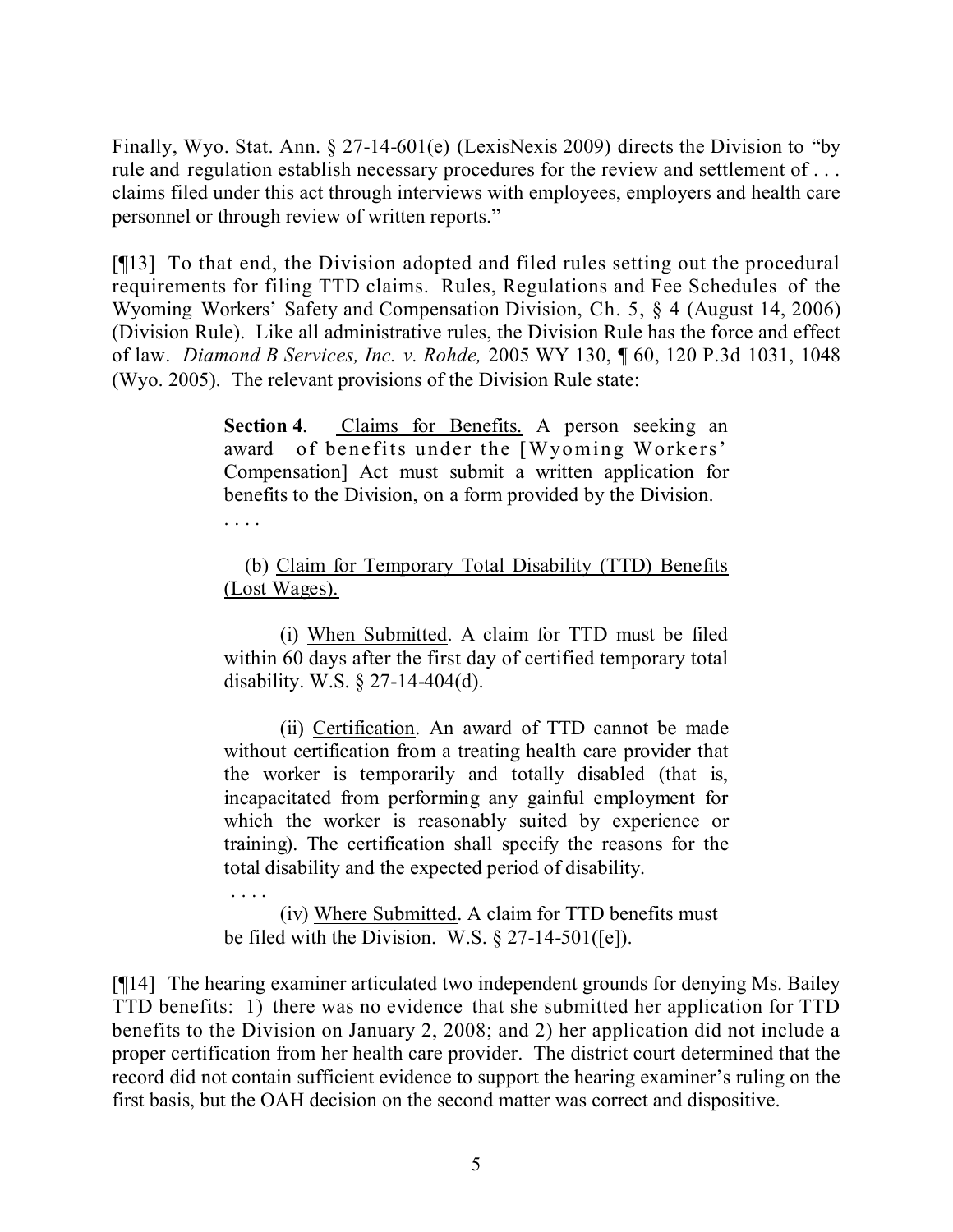Finally, Wyo. Stat. Ann. § 27-14-601(e) (LexisNexis 2009) directs the Division to "by rule and regulation establish necessary procedures for the review and settlement of . . . claims filed under this act through interviews with employees, employers and health care personnel or through review of written reports."

[¶13] To that end, the Division adopted and filed rules setting out the procedural requirements for filing TTD claims. Rules, Regulations and Fee Schedules of the Wyoming Workers' Safety and Compensation Division, Ch. 5, § 4 (August 14, 2006) (Division Rule). Like all administrative rules, the Division Rule has the force and effect of law. *Diamond B Services, Inc. v. Rohde,* 2005 WY 130, ¶ 60, 120 P.3d 1031, 1048 (Wyo. 2005). The relevant provisions of the Division Rule state:

> **Section 4**. Claims for Benefits. A person seeking an award of benefits under the [Wyoming Workers' Compensation] Act must submit a written application for benefits to the Division, on a form provided by the Division.
>
> . . . .
>
> (b) Claim for Temporary Total Disability (TTD) Benefits (Lost Wages).
>
> (i) When Submitted. A claim for TTD must be filed within 60 days after the first day of certified temporary total disability. W.S. § 27-14-404(d).
>
> (ii) Certification. An award of TTD cannot be made without certification from a treating health care provider that the worker is temporarily and totally disabled (that is, incapacitated from performing any gainful employment for which the worker is reasonably suited by experience or training). The certification shall specify the reasons for the total disability and the expected period of disability.
>
> . . . .
>
> (iv) Where Submitted. A claim for TTD benefits must be filed with the Division. W.S. § 27-14-501([e]).

[¶14] The hearing examiner articulated two independent grounds for denying Ms. Bailey TTD benefits: 1) there was no evidence that she submitted her application for TTD benefits to the Division on January 2, 2008; and 2) her application did not include a proper certification from her health care provider. The district court determined that the record did not contain sufficient evidence to support the hearing examiner's ruling on the first basis, but the OAH decision on the second matter was correct and dispositive.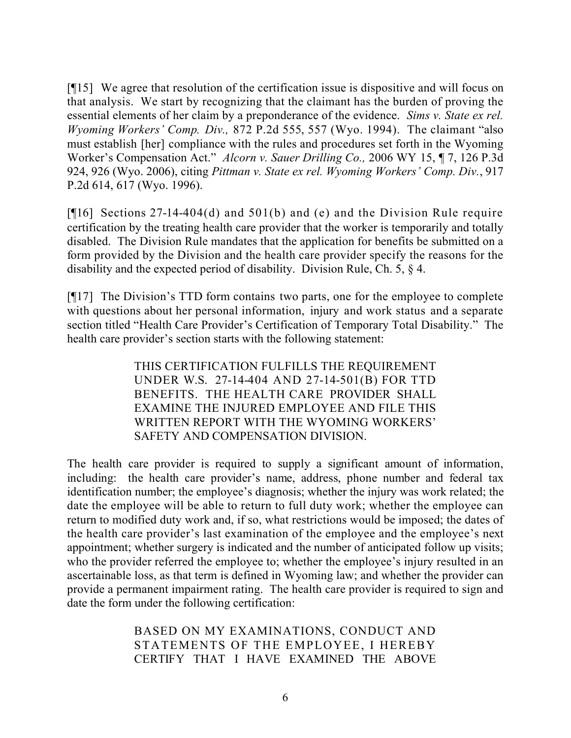[¶15] We agree that resolution of the certification issue is dispositive and will focus on that analysis. We start by recognizing that the claimant has the burden of proving the essential elements of her claim by a preponderance of the evidence. *Sims v. State ex rel. Wyoming Workers' Comp. Div.,* 872 P.2d 555, 557 (Wyo. 1994). The claimant "also must establish [her] compliance with the rules and procedures set forth in the Wyoming Worker's Compensation Act." *Alcorn v. Sauer Drilling Co.,* 2006 WY 15, ¶ 7, 126 P.3d 924, 926 (Wyo. 2006), citing *Pittman v. State ex rel. Wyoming Workers' Comp. Div.*, 917 P.2d 614, 617 (Wyo. 1996).

[¶16] Sections 27-14-404(d) and 501(b) and (e) and the Division Rule require certification by the treating health care provider that the worker is temporarily and totally disabled. The Division Rule mandates that the application for benefits be submitted on a form provided by the Division and the health care provider specify the reasons for the disability and the expected period of disability. Division Rule, Ch. 5, § 4.

[¶17] The Division's TTD form contains two parts, one for the employee to complete with questions about her personal information, injury and work status and a separate section titled "Health Care Provider's Certification of Temporary Total Disability." The health care provider's section starts with the following statement:

> THIS CERTIFICATION FULFILLS THE REQUIREMENT UNDER W.S. 27-14-404 AND 27-14-501(B) FOR TTD BENEFITS. THE HEALTH CARE PROVIDER SHALL EXAMINE THE INJURED EMPLOYEE AND FILE THIS WRITTEN REPORT WITH THE WYOMING WORKERS' SAFETY AND COMPENSATION DIVISION.

The health care provider is required to supply a significant amount of information, including: the health care provider's name, address, phone number and federal tax identification number; the employee's diagnosis; whether the injury was work related; the date the employee will be able to return to full duty work; whether the employee can return to modified duty work and, if so, what restrictions would be imposed; the dates of the health care provider's last examination of the employee and the employee's next appointment; whether surgery is indicated and the number of anticipated follow up visits; who the provider referred the employee to; whether the employee's injury resulted in an ascertainable loss, as that term is defined in Wyoming law; and whether the provider can provide a permanent impairment rating. The health care provider is required to sign and date the form under the following certification:

> BASED ON MY EXAMINATIONS, CONDUCT AND STATEMENTS OF THE EMPLOYEE, I HEREBY CERTIFY THAT I HAVE EXAMINED THE ABOVE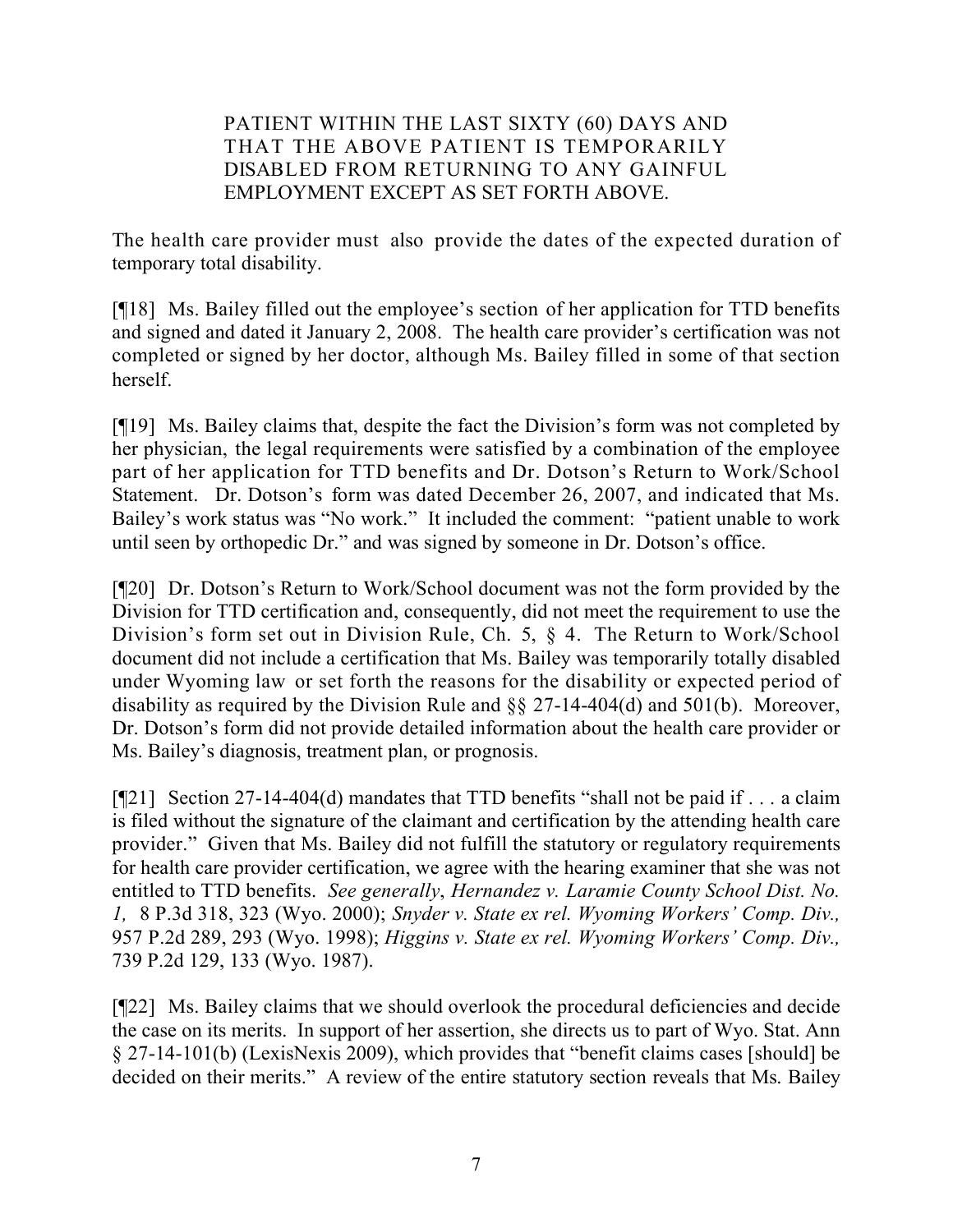> PATIENT WITHIN THE LAST SIXTY (60) DAYS AND THAT THE ABOVE PATIENT IS TEMPORARILY DISABLED FROM RETURNING TO ANY GAINFUL EMPLOYMENT EXCEPT AS SET FORTH ABOVE.

The health care provider must also provide the dates of the expected duration of temporary total disability.

[¶18] Ms. Bailey filled out the employee's section of her application for TTD benefits and signed and dated it January 2, 2008. The health care provider's certification was not completed or signed by her doctor, although Ms. Bailey filled in some of that section herself.

[¶19] Ms. Bailey claims that, despite the fact the Division's form was not completed by her physician, the legal requirements were satisfied by a combination of the employee part of her application for TTD benefits and Dr. Dotson's Return to Work/School Statement. Dr. Dotson's form was dated December 26, 2007, and indicated that Ms. Bailey's work status was "No work." It included the comment: "patient unable to work until seen by orthopedic Dr." and was signed by someone in Dr. Dotson's office.

[¶20] Dr. Dotson's Return to Work/School document was not the form provided by the Division for TTD certification and, consequently, did not meet the requirement to use the Division's form set out in Division Rule, Ch. 5, § 4. The Return to Work/School document did not include a certification that Ms. Bailey was temporarily totally disabled under Wyoming law or set forth the reasons for the disability or expected period of disability as required by the Division Rule and §§ 27-14-404(d) and 501(b). Moreover, Dr. Dotson's form did not provide detailed information about the health care provider or Ms. Bailey's diagnosis, treatment plan, or prognosis.

[¶21] Section 27-14-404(d) mandates that TTD benefits "shall not be paid if . . . a claim is filed without the signature of the claimant and certification by the attending health care provider." Given that Ms. Bailey did not fulfill the statutory or regulatory requirements for health care provider certification, we agree with the hearing examiner that she was not entitled to TTD benefits. *See generally*, *Hernandez v. Laramie County School Dist. No. 1,* 8 P.3d 318, 323 (Wyo. 2000); *Snyder v. State ex rel. Wyoming Workers' Comp. Div.,* 957 P.2d 289, 293 (Wyo. 1998); *Higgins v. State ex rel. Wyoming Workers' Comp. Div.,* 739 P.2d 129, 133 (Wyo. 1987).

[¶22] Ms. Bailey claims that we should overlook the procedural deficiencies and decide the case on its merits. In support of her assertion, she directs us to part of Wyo. Stat. Ann § 27-14-101(b) (LexisNexis 2009), which provides that "benefit claims cases [should] be decided on their merits." A review of the entire statutory section reveals that Ms. Bailey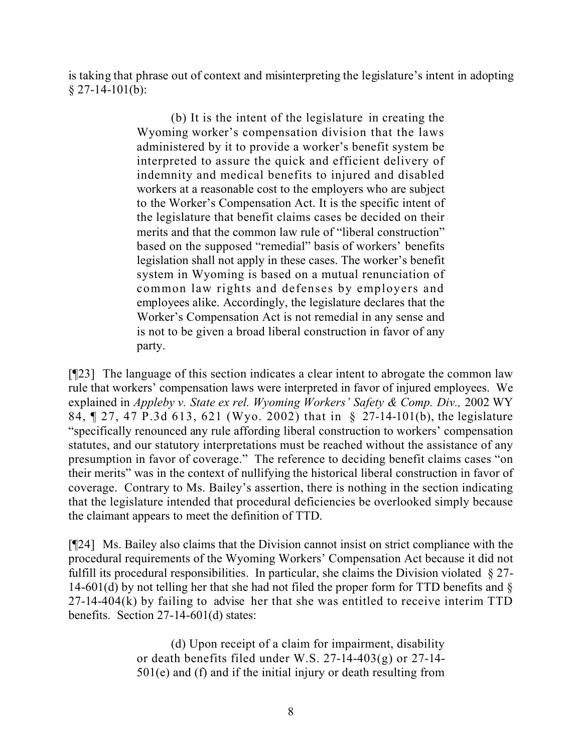is taking that phrase out of context and misinterpreting the legislature's intent in adopting § 27-14-101(b):

> (b) It is the intent of the legislature in creating the Wyoming worker's compensation division that the laws administered by it to provide a worker's benefit system be interpreted to assure the quick and efficient delivery of indemnity and medical benefits to injured and disabled workers at a reasonable cost to the employers who are subject to the Worker's Compensation Act. It is the specific intent of the legislature that benefit claims cases be decided on their merits and that the common law rule of "liberal construction" based on the supposed "remedial" basis of workers' benefits legislation shall not apply in these cases. The worker's benefit system in Wyoming is based on a mutual renunciation of common law rights and defenses by employers and employees alike. Accordingly, the legislature declares that the Worker's Compensation Act is not remedial in any sense and is not to be given a broad liberal construction in favor of any party.

[¶23] The language of this section indicates a clear intent to abrogate the common law rule that workers' compensation laws were interpreted in favor of injured employees. We explained in *Appleby v. State ex rel. Wyoming Workers' Safety & Comp. Div.,* 2002 WY 84, ¶ 27, 47 P.3d 613, 621 (Wyo. 2002) that in § 27-14-101(b), the legislature "specifically renounced any rule affording liberal construction to workers' compensation statutes, and our statutory interpretations must be reached without the assistance of any presumption in favor of coverage." The reference to deciding benefit claims cases "on their merits" was in the context of nullifying the historical liberal construction in favor of coverage. Contrary to Ms. Bailey's assertion, there is nothing in the section indicating that the legislature intended that procedural deficiencies be overlooked simply because the claimant appears to meet the definition of TTD.

[¶24] Ms. Bailey also claims that the Division cannot insist on strict compliance with the procedural requirements of the Wyoming Workers' Compensation Act because it did not fulfill its procedural responsibilities. In particular, she claims the Division violated § 27-14-601(d) by not telling her that she had not filed the proper form for TTD benefits and § 27-14-404(k) by failing to advise her that she was entitled to receive interim TTD benefits. Section 27-14-601(d) states:

> (d) Upon receipt of a claim for impairment, disability or death benefits filed under W.S. 27-14-403(g) or 27-14-501(e) and (f) and if the initial injury or death resulting from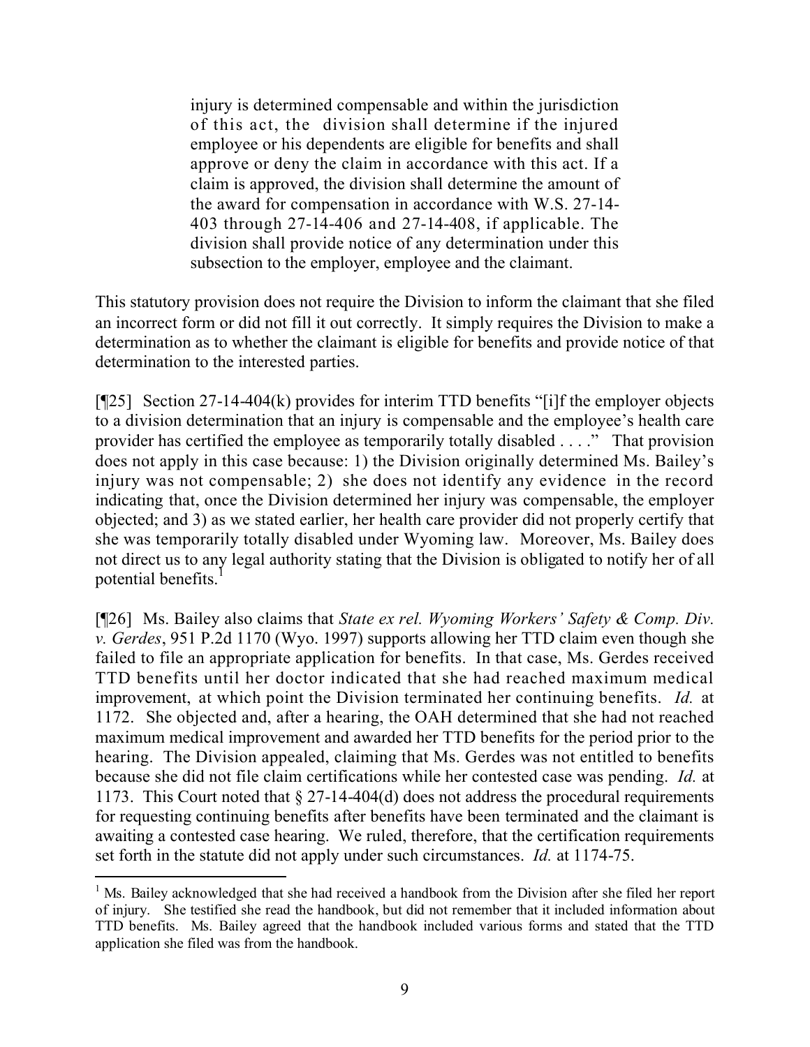> injury is determined compensable and within the jurisdiction of this act, the division shall determine if the injured employee or his dependents are eligible for benefits and shall approve or deny the claim in accordance with this act. If a claim is approved, the division shall determine the amount of the award for compensation in accordance with W.S. 27-14-403 through 27-14-406 and 27-14-408, if applicable. The division shall provide notice of any determination under this subsection to the employer, employee and the claimant.

This statutory provision does not require the Division to inform the claimant that she filed an incorrect form or did not fill it out correctly. It simply requires the Division to make a determination as to whether the claimant is eligible for benefits and provide notice of that determination to the interested parties.

[¶25] Section 27-14-404(k) provides for interim TTD benefits "[i]f the employer objects to a division determination that an injury is compensable and the employee's health care provider has certified the employee as temporarily totally disabled . . . ." That provision does not apply in this case because: 1) the Division originally determined Ms. Bailey's injury was not compensable; 2) she does not identify any evidence in the record indicating that, once the Division determined her injury was compensable, the employer objected; and 3) as we stated earlier, her health care provider did not properly certify that she was temporarily totally disabled under Wyoming law. Moreover, Ms. Bailey does not direct us to any legal authority stating that the Division is obligated to notify her of all potential benefits.[1]

[¶26] Ms. Bailey also claims that *State ex rel. Wyoming Workers' Safety & Comp. Div. v. Gerdes*, 951 P.2d 1170 (Wyo. 1997) supports allowing her TTD claim even though she failed to file an appropriate application for benefits. In that case, Ms. Gerdes received TTD benefits until her doctor indicated that she had reached maximum medical improvement, at which point the Division terminated her continuing benefits. *Id.* at 1172. She objected and, after a hearing, the OAH determined that she had not reached maximum medical improvement and awarded her TTD benefits for the period prior to the hearing. The Division appealed, claiming that Ms. Gerdes was not entitled to benefits because she did not file claim certifications while her contested case was pending. *Id.* at 1173. This Court noted that § 27-14-404(d) does not address the procedural requirements for requesting continuing benefits after benefits have been terminated and the claimant is awaiting a contested case hearing. We ruled, therefore, that the certification requirements set forth in the statute did not apply under such circumstances. *Id.* at 1174-75.

---

[1] Ms. Bailey acknowledged that she had received a handbook from the Division after she filed her report of injury. She testified she read the handbook, but did not remember that it included information about TTD benefits. Ms. Bailey agreed that the handbook included various forms and stated that the TTD application she filed was from the handbook.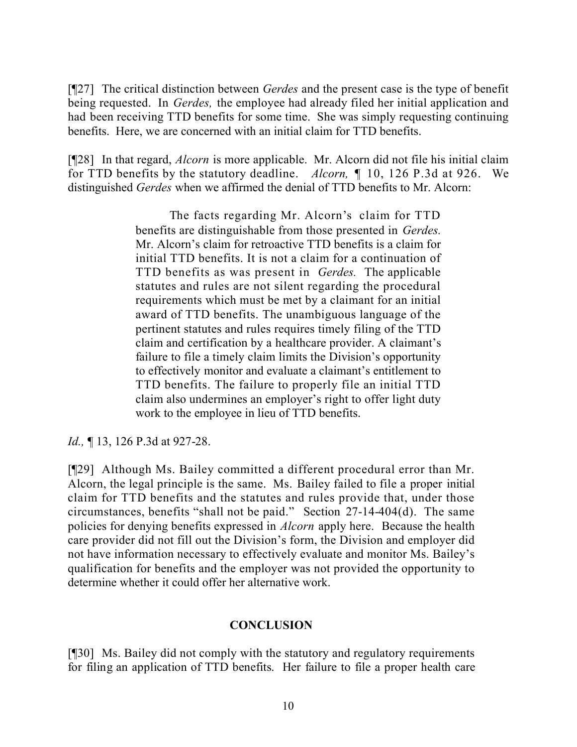[¶27] The critical distinction between *Gerdes* and the present case is the type of benefit being requested. In *Gerdes,* the employee had already filed her initial application and had been receiving TTD benefits for some time. She was simply requesting continuing benefits. Here, we are concerned with an initial claim for TTD benefits.

[¶28] In that regard, *Alcorn* is more applicable. Mr. Alcorn did not file his initial claim for TTD benefits by the statutory deadline. *Alcorn,* ¶ 10, 126 P.3d at 926. We distinguished *Gerdes* when we affirmed the denial of TTD benefits to Mr. Alcorn:

> The facts regarding Mr. Alcorn's claim for TTD benefits are distinguishable from those presented in *Gerdes.* Mr. Alcorn's claim for retroactive TTD benefits is a claim for initial TTD benefits. It is not a claim for a continuation of TTD benefits as was present in *Gerdes.* The applicable statutes and rules are not silent regarding the procedural requirements which must be met by a claimant for an initial award of TTD benefits. The unambiguous language of the pertinent statutes and rules requires timely filing of the TTD claim and certification by a healthcare provider. A claimant's failure to file a timely claim limits the Division's opportunity to effectively monitor and evaluate a claimant's entitlement to TTD benefits. The failure to properly file an initial TTD claim also undermines an employer's right to offer light duty work to the employee in lieu of TTD benefits.

*Id.,* ¶ 13, 126 P.3d at 927-28.

[¶29] Although Ms. Bailey committed a different procedural error than Mr. Alcorn, the legal principle is the same. Ms. Bailey failed to file a proper initial claim for TTD benefits and the statutes and rules provide that, under those circumstances, benefits "shall not be paid." Section 27-14-404(d). The same policies for denying benefits expressed in *Alcorn* apply here. Because the health care provider did not fill out the Division's form, the Division and employer did not have information necessary to effectively evaluate and monitor Ms. Bailey's qualification for benefits and the employer was not provided the opportunity to determine whether it could offer her alternative work.

## CONCLUSION

[¶30] Ms. Bailey did not comply with the statutory and regulatory requirements for filing an application of TTD benefits. Her failure to file a proper health care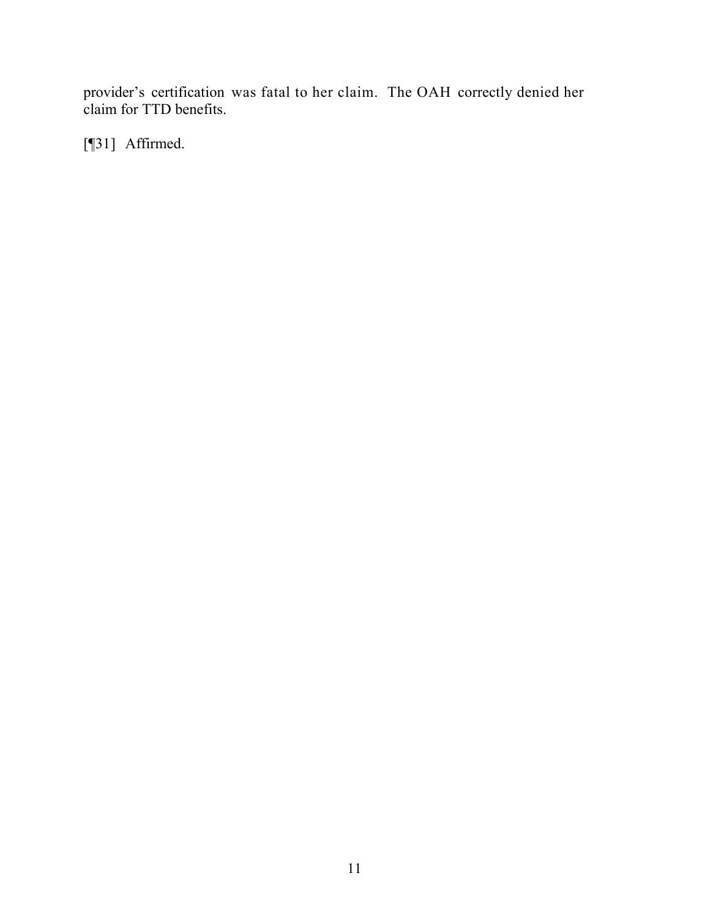provider's certification was fatal to her claim. The OAH correctly denied her claim for TTD benefits.

[¶31] Affirmed.